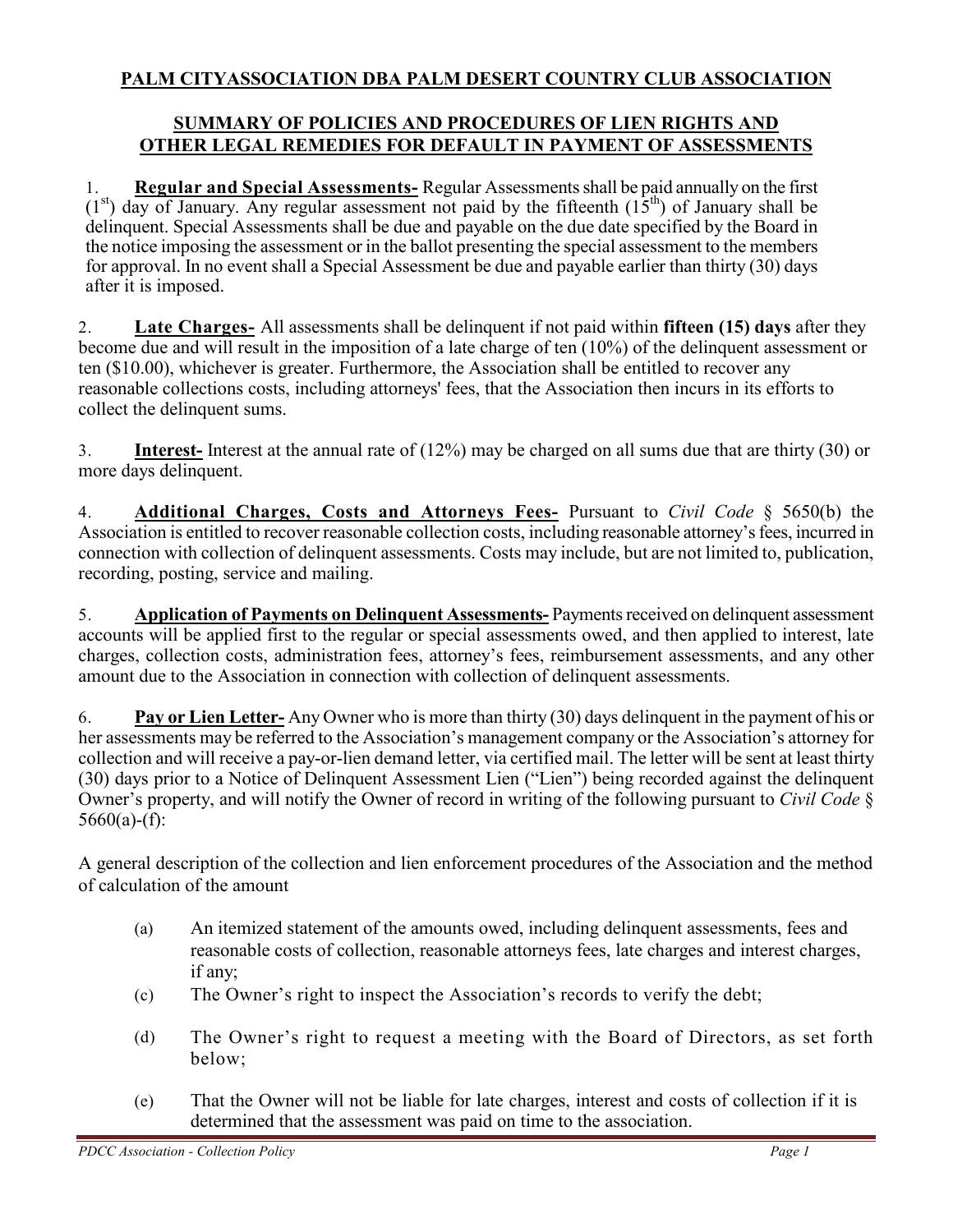# PALM CITYASSOCIATION DBA PALM DESERT COUNTRY CLUB ASSOCIATION

## SUMMARY OF POLICIES AND PROCEDURES OF LIEN RIGHTS AND OTHER LEGAL REMEDIES FOR DEFAULT IN PAYMENT OF ASSESSMENTS

1. **Regular and Special Assessments-** Regular Assessments shall be paid annually on the first (1st) day of January. Any regular assessment not paid by the fifteenth (15th) of January shall be delinquent. Special Assessments shall be due and payable on the due date specified by the Board in the notice imposing the assessment or in the ballot presenting the special assessment to the members for approval. In no event shall a Special Assessment be due and payable earlier than thirty (30) days after it is imposed.

2. **Late Charges-** All assessments shall be delinquent if not paid within **fifteen (15) days** after they become due and will result in the imposition of a late charge of ten (10%) of the delinquent assessment or ten ($10.00), whichever is greater. Furthermore, the Association shall be entitled to recover any reasonable collections costs, including attorneys' fees, that the Association then incurs in its efforts to collect the delinquent sums.

3. **Interest-** Interest at the annual rate of (12%) may be charged on all sums due that are thirty (30) or more days delinquent.

4. **Additional Charges, Costs and Attorneys Fees-** Pursuant to *Civil Code* § 5650(b) the Association is entitled to recover reasonable collection costs, including reasonable attorney's fees, incurred in connection with collection of delinquent assessments. Costs may include, but are not limited to, publication, recording, posting, service and mailing.

5. **Application of Payments on Delinquent Assessments-** Payments received on delinquent assessment accounts will be applied first to the regular or special assessments owed, and then applied to interest, late charges, collection costs, administration fees, attorney's fees, reimbursement assessments, and any other amount due to the Association in connection with collection of delinquent assessments.

6. **Pay or Lien Letter-** Any Owner who is more than thirty (30) days delinquent in the payment of his or her assessments may be referred to the Association's management company or the Association's attorney for collection and will receive a pay-or-lien demand letter, via certified mail. The letter will be sent at least thirty (30) days prior to a Notice of Delinquent Assessment Lien ("Lien") being recorded against the delinquent Owner's property, and will notify the Owner of record in writing of the following pursuant to *Civil Code* § 5660(a)-(f):

A general description of the collection and lien enforcement procedures of the Association and the method of calculation of the amount

(a) An itemized statement of the amounts owed, including delinquent assessments, fees and reasonable costs of collection, reasonable attorneys fees, late charges and interest charges, if any;

(c) The Owner's right to inspect the Association's records to verify the debt;

(d) The Owner's right to request a meeting with the Board of Directors, as set forth below;

(e) That the Owner will not be liable for late charges, interest and costs of collection if it is determined that the assessment was paid on time to the association.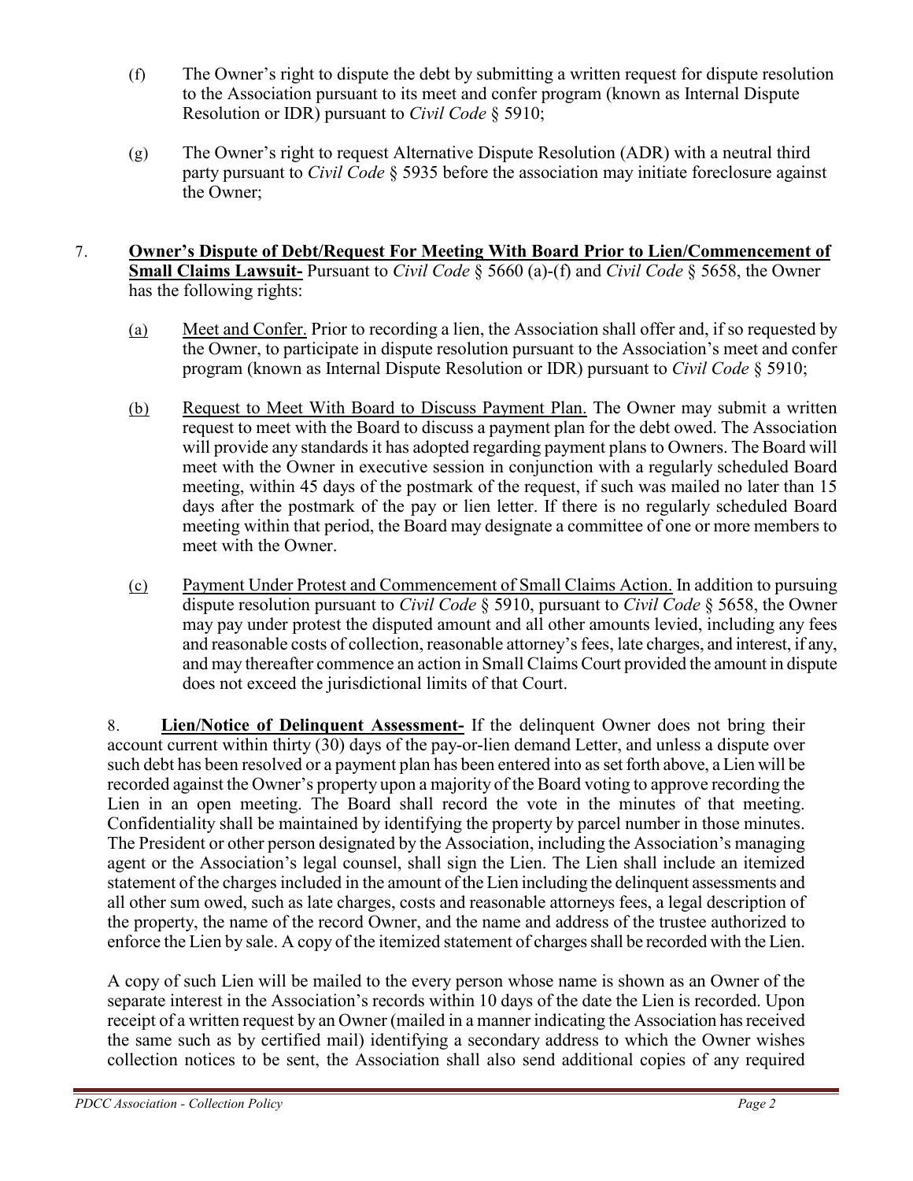(f) The Owner's right to dispute the debt by submitting a written request for dispute resolution to the Association pursuant to its meet and confer program (known as Internal Dispute Resolution or IDR) pursuant to *Civil Code* § 5910;

(g) The Owner's right to request Alternative Dispute Resolution (ADR) with a neutral third party pursuant to *Civil Code* § 5935 before the association may initiate foreclosure against the Owner;

7. **Owner's Dispute of Debt/Request For Meeting With Board Prior to Lien/Commencement of Small Claims Lawsuit-** Pursuant to *Civil Code* § 5660 (a)-(f) and *Civil Code* § 5658, the Owner has the following rights:

(a) Meet and Confer. Prior to recording a lien, the Association shall offer and, if so requested by the Owner, to participate in dispute resolution pursuant to the Association's meet and confer program (known as Internal Dispute Resolution or IDR) pursuant to *Civil Code* § 5910;

(b) Request to Meet With Board to Discuss Payment Plan. The Owner may submit a written request to meet with the Board to discuss a payment plan for the debt owed. The Association will provide any standards it has adopted regarding payment plans to Owners. The Board will meet with the Owner in executive session in conjunction with a regularly scheduled Board meeting, within 45 days of the postmark of the request, if such was mailed no later than 15 days after the postmark of the pay or lien letter. If there is no regularly scheduled Board meeting within that period, the Board may designate a committee of one or more members to meet with the Owner.

(c) Payment Under Protest and Commencement of Small Claims Action. In addition to pursuing dispute resolution pursuant to *Civil Code* § 5910, pursuant to *Civil Code* § 5658, the Owner may pay under protest the disputed amount and all other amounts levied, including any fees and reasonable costs of collection, reasonable attorney's fees, late charges, and interest, if any, and may thereafter commence an action in Small Claims Court provided the amount in dispute does not exceed the jurisdictional limits of that Court.

8. **Lien/Notice of Delinquent Assessment-** If the delinquent Owner does not bring their account current within thirty (30) days of the pay-or-lien demand Letter, and unless a dispute over such debt has been resolved or a payment plan has been entered into as set forth above, a Lien will be recorded against the Owner's property upon a majority of the Board voting to approve recording the Lien in an open meeting. The Board shall record the vote in the minutes of that meeting. Confidentiality shall be maintained by identifying the property by parcel number in those minutes. The President or other person designated by the Association, including the Association's managing agent or the Association's legal counsel, shall sign the Lien. The Lien shall include an itemized statement of the charges included in the amount of the Lien including the delinquent assessments and all other sum owed, such as late charges, costs and reasonable attorneys fees, a legal description of the property, the name of the record Owner, and the name and address of the trustee authorized to enforce the Lien by sale. A copy of the itemized statement of charges shall be recorded with the Lien.

A copy of such Lien will be mailed to the every person whose name is shown as an Owner of the separate interest in the Association's records within 10 days of the date the Lien is recorded. Upon receipt of a written request by an Owner (mailed in a manner indicating the Association has received the same such as by certified mail) identifying a secondary address to which the Owner wishes collection notices to be sent, the Association shall also send additional copies of any required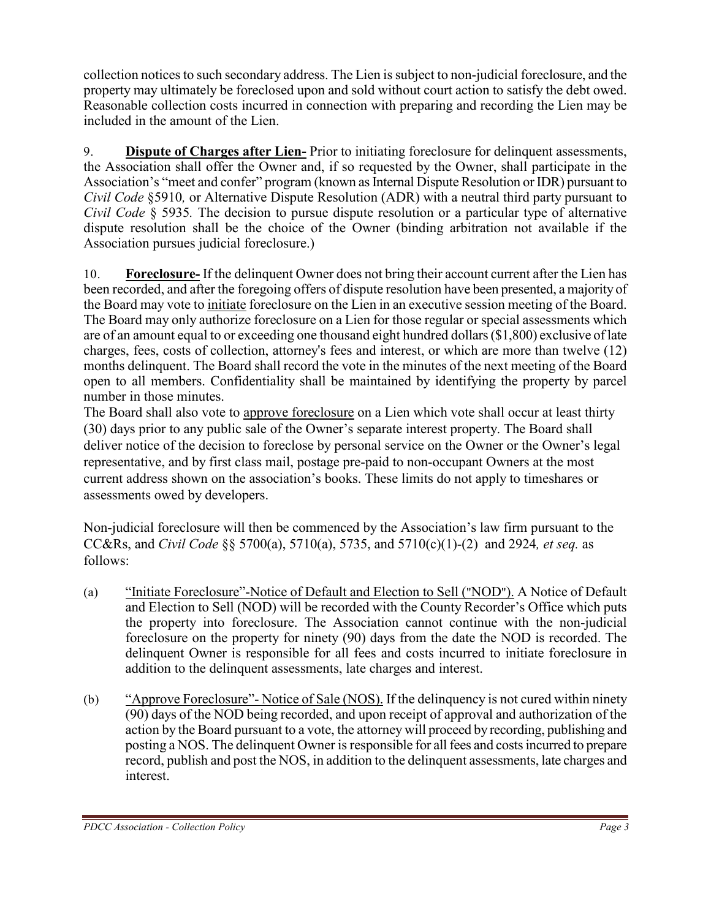collection notices to such secondary address. The Lien is subject to non-judicial foreclosure, and the property may ultimately be foreclosed upon and sold without court action to satisfy the debt owed. Reasonable collection costs incurred in connection with preparing and recording the Lien may be included in the amount of the Lien.

9. **Dispute of Charges after Lien-** Prior to initiating foreclosure for delinquent assessments, the Association shall offer the Owner and, if so requested by the Owner, shall participate in the Association's "meet and confer" program (known as Internal Dispute Resolution or IDR) pursuant to *Civil Code* §5910*,* or Alternative Dispute Resolution (ADR) with a neutral third party pursuant to *Civil Code* § 5935*.* The decision to pursue dispute resolution or a particular type of alternative dispute resolution shall be the choice of the Owner (binding arbitration not available if the Association pursues judicial foreclosure.)

10. **Foreclosure-** If the delinquent Owner does not bring their account current after the Lien has been recorded, and after the foregoing offers of dispute resolution have been presented, a majority of the Board may vote to <u>initiate</u> foreclosure on the Lien in an executive session meeting of the Board. The Board may only authorize foreclosure on a Lien for those regular or special assessments which are of an amount equal to or exceeding one thousand eight hundred dollars ($1,800) exclusive of late charges, fees, costs of collection, attorney's fees and interest, or which are more than twelve (12) months delinquent. The Board shall record the vote in the minutes of the next meeting of the Board open to all members. Confidentiality shall be maintained by identifying the property by parcel number in those minutes.

The Board shall also vote to <u>approve foreclosure</u> on a Lien which vote shall occur at least thirty (30) days prior to any public sale of the Owner's separate interest property. The Board shall deliver notice of the decision to foreclose by personal service on the Owner or the Owner's legal representative, and by first class mail, postage pre-paid to non-occupant Owners at the most current address shown on the association's books. These limits do not apply to timeshares or assessments owed by developers.

Non-judicial foreclosure will then be commenced by the Association's law firm pursuant to the CC&Rs, and *Civil Code* §§ 5700(a), 5710(a), 5735, and 5710(c)(1)-(2) and 2924*, et seq.* as follows:

(a) <u>"Initiate Foreclosure"-Notice of Default and Election to Sell ("NOD").</u> A Notice of Default and Election to Sell (NOD) will be recorded with the County Recorder's Office which puts the property into foreclosure. The Association cannot continue with the non-judicial foreclosure on the property for ninety (90) days from the date the NOD is recorded. The delinquent Owner is responsible for all fees and costs incurred to initiate foreclosure in addition to the delinquent assessments, late charges and interest.

(b) <u>"Approve Foreclosure"- Notice of Sale (NOS).</u> If the delinquency is not cured within ninety (90) days of the NOD being recorded, and upon receipt of approval and authorization of the action by the Board pursuant to a vote, the attorney will proceed by recording, publishing and posting a NOS. The delinquent Owner is responsible for all fees and costs incurred to prepare record, publish and post the NOS, in addition to the delinquent assessments, late charges and interest.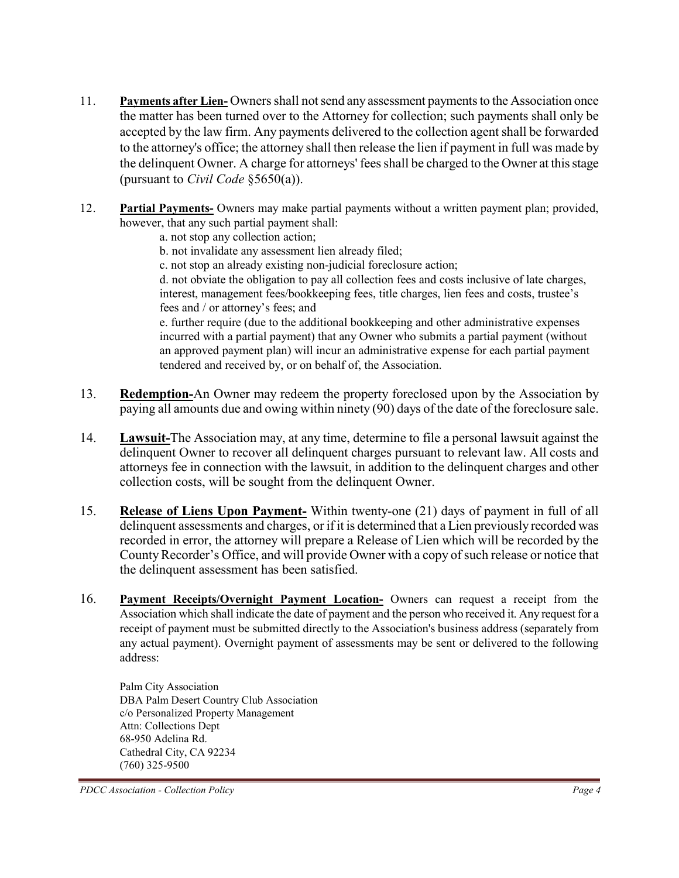11. **Payments after Lien-** Owners shall not send any assessment payments to the Association once the matter has been turned over to the Attorney for collection; such payments shall only be accepted by the law firm. Any payments delivered to the collection agent shall be forwarded to the attorney's office; the attorney shall then release the lien if payment in full was made by the delinquent Owner. A charge for attorneys' fees shall be charged to the Owner at this stage (pursuant to *Civil Code* §5650(a)).

12. **Partial Payments-** Owners may make partial payments without a written payment plan; provided, however, that any such partial payment shall:

    a. not stop any collection action;

    b. not invalidate any assessment lien already filed;

    c. not stop an already existing non-judicial foreclosure action;

    d. not obviate the obligation to pay all collection fees and costs inclusive of late charges, interest, management fees/bookkeeping fees, title charges, lien fees and costs, trustee's fees and / or attorney's fees; and

    e. further require (due to the additional bookkeeping and other administrative expenses incurred with a partial payment) that any Owner who submits a partial payment (without an approved payment plan) will incur an administrative expense for each partial payment tendered and received by, or on behalf of, the Association.

13. **Redemption-**An Owner may redeem the property foreclosed upon by the Association by paying all amounts due and owing within ninety (90) days of the date of the foreclosure sale.

14. **Lawsuit-**The Association may, at any time, determine to file a personal lawsuit against the delinquent Owner to recover all delinquent charges pursuant to relevant law. All costs and attorneys fee in connection with the lawsuit, in addition to the delinquent charges and other collection costs, will be sought from the delinquent Owner.

15. **Release of Liens Upon Payment-** Within twenty-one (21) days of payment in full of all delinquent assessments and charges, or if it is determined that a Lien previously recorded was recorded in error, the attorney will prepare a Release of Lien which will be recorded by the County Recorder's Office, and will provide Owner with a copy of such release or notice that the delinquent assessment has been satisfied.

16. **Payment Receipts/Overnight Payment Location-** Owners can request a receipt from the Association which shall indicate the date of payment and the person who received it. Any request for a receipt of payment must be submitted directly to the Association's business address (separately from any actual payment). Overnight payment of assessments may be sent or delivered to the following address:

    Palm City Association
    DBA Palm Desert Country Club Association
    c/o Personalized Property Management
    Attn: Collections Dept
    68-950 Adelina Rd.
    Cathedral City, CA 92234
    (760) 325-9500